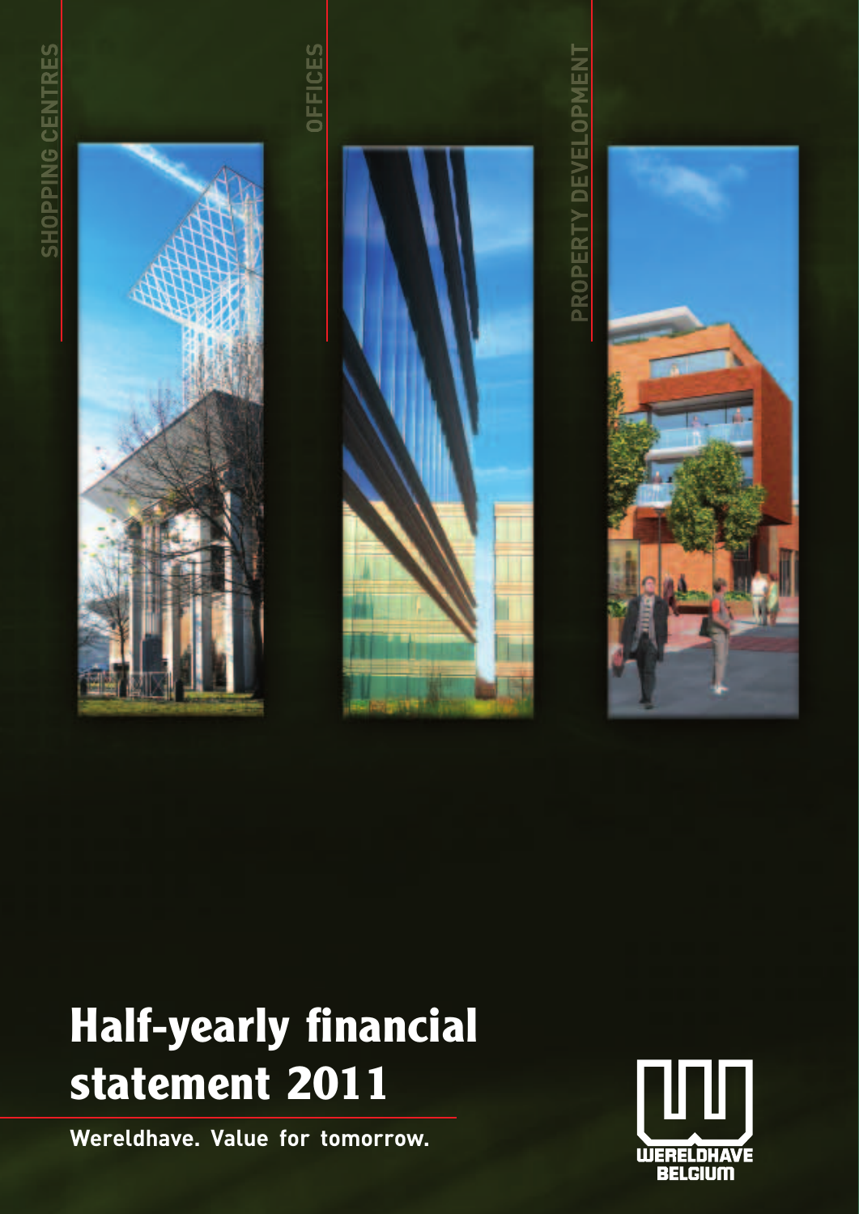SHOPPING CENTRES

OFFICES

PROPERTY DEVELOPMENT

# Half-yearly financial statement 2011

**Wereldhave. Value for tomorrow.**

WERELDHAVE BELGIUM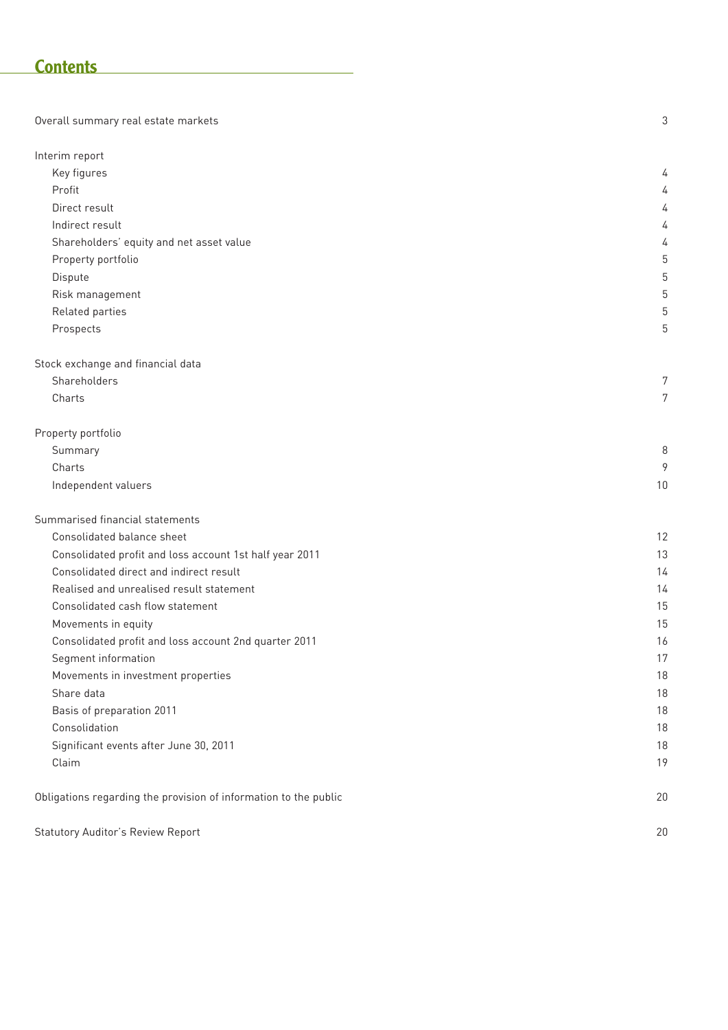# Contents

| | |
|---|---|
| Overall summary real estate markets | 3 |
| **Interim report** | |
| Key figures | 4 |
| Profit | 4 |
| Direct result | 4 |
| Indirect result | 4 |
| Shareholders' equity and net asset value | 4 |
| Property portfolio | 5 |
| Dispute | 5 |
| Risk management | 5 |
| Related parties | 5 |
| Prospects | 5 |
| **Stock exchange and financial data** | |
| Shareholders | 7 |
| Charts | 7 |
| **Property portfolio** | |
| Summary | 8 |
| Charts | 9 |
| Independent valuers | 10 |
| **Summarised financial statements** | |
| Consolidated balance sheet | 12 |
| Consolidated profit and loss account 1st half year 2011 | 13 |
| Consolidated direct and indirect result | 14 |
| Realised and unrealised result statement | 14 |
| Consolidated cash flow statement | 15 |
| Movements in equity | 15 |
| Consolidated profit and loss account 2nd quarter 2011 | 16 |
| Segment information | 17 |
| Movements in investment properties | 18 |
| Share data | 18 |
| Basis of preparation 2011 | 18 |
| Consolidation | 18 |
| Significant events after June 30, 2011 | 18 |
| Claim | 19 |
| Obligations regarding the provision of information to the public | 20 |
| Statutory Auditor's Review Report | 20 |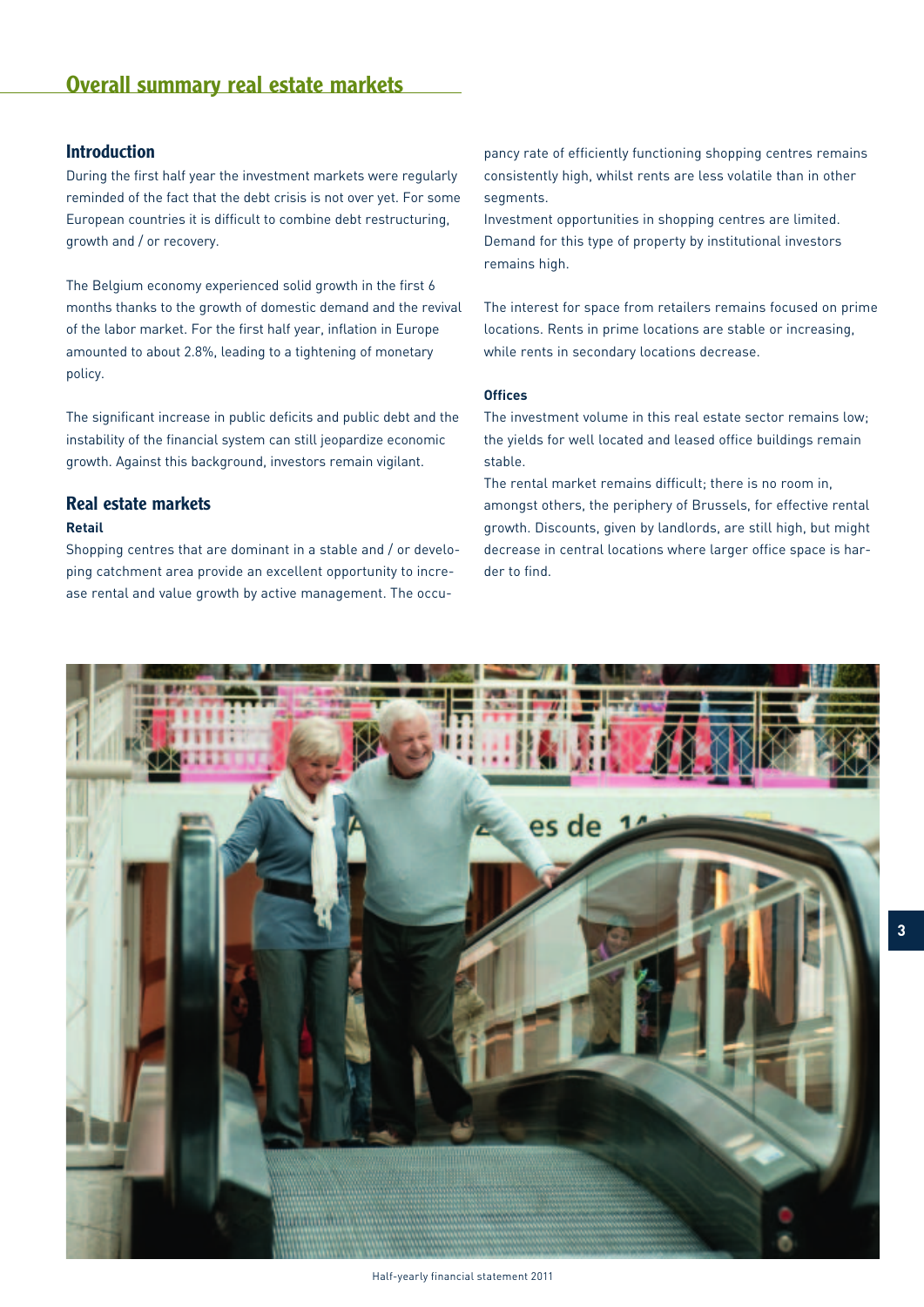# Overall summary real estate markets

## Introduction

During the first half year the investment markets were regularly reminded of the fact that the debt crisis is not over yet. For some European countries it is difficult to combine debt restructuring, growth and / or recovery.

The Belgium economy experienced solid growth in the first 6 months thanks to the growth of domestic demand and the revival of the labor market. For the first half year, inflation in Europe amounted to about 2.8%, leading to a tightening of monetary policy.

The significant increase in public deficits and public debt and the instability of the financial system can still jeopardize economic growth. Against this background, investors remain vigilant.

## Real estate markets

### Retail

Shopping centres that are dominant in a stable and / or developing catchment area provide an excellent opportunity to increase rental and value growth by active management. The occupancy rate of efficiently functioning shopping centres remains consistently high, whilst rents are less volatile than in other segments.

Investment opportunities in shopping centres are limited. Demand for this type of property by institutional investors remains high.

The interest for space from retailers remains focused on prime locations. Rents in prime locations are stable or increasing, while rents in secondary locations decrease.

### Offices

The investment volume in this real estate sector remains low; the yields for well located and leased office buildings remain stable.

The rental market remains difficult; there is no room in, amongst others, the periphery of Brussels, for effective rental growth. Discounts, given by landlords, are still high, but might decrease in central locations where larger office space is harder to find.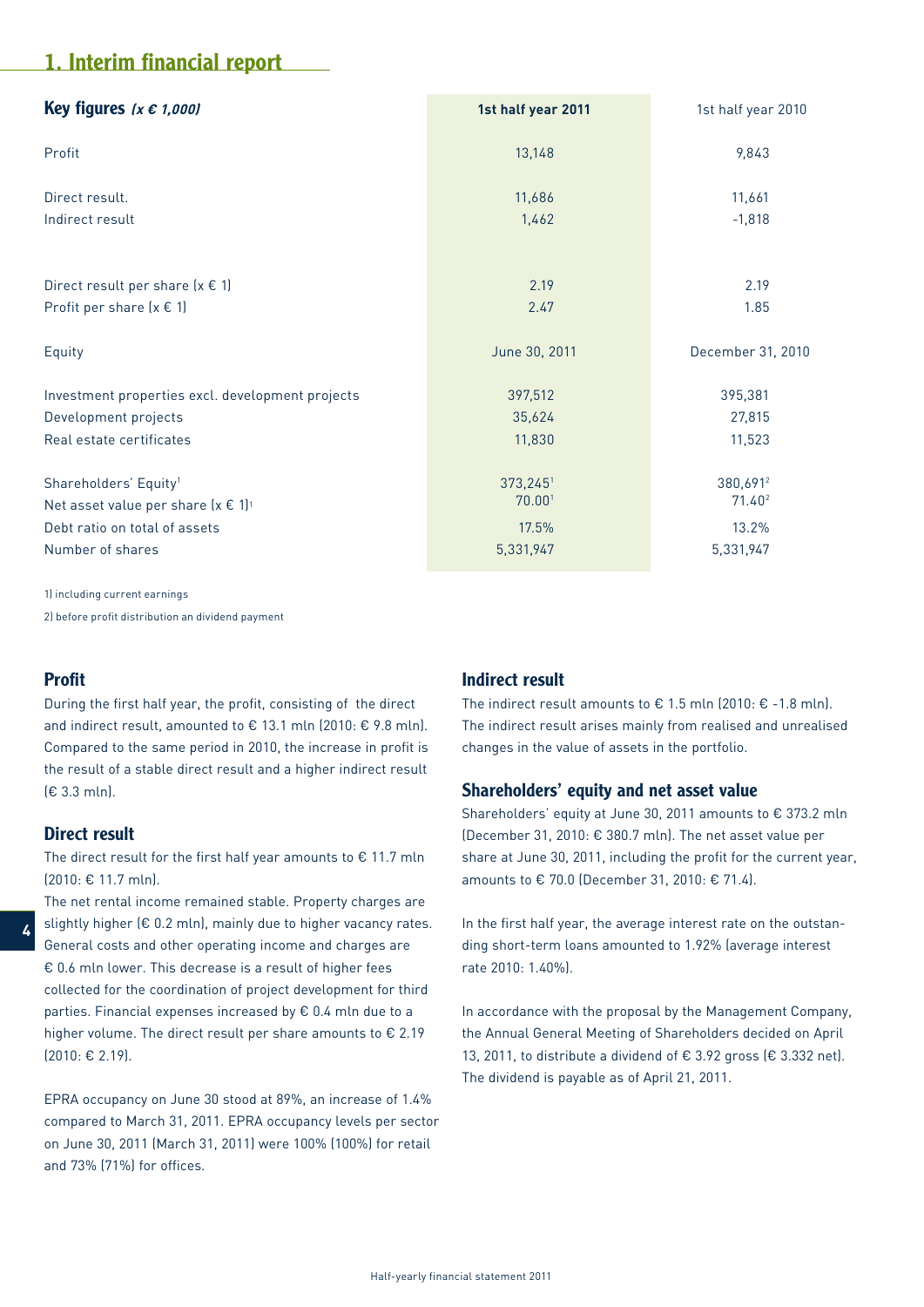# 1. Interim financial report

| **Key figures** *(x € 1,000)* | **1st half year 2011** | 1st half year 2010 |
|---|---|---|
| Profit | 13,148 | 9,843 |
| Direct result. | 11,686 | 11,661 |
| Indirect result | 1,462 | -1,818 |
| Direct result per share (x € 1) | 2.19 | 2.19 |
| Profit per share (x € 1) | 2.47 | 1.85 |
| Equity | June 30, 2011 | December 31, 2010 |
| Investment properties excl. development projects | 397,512 | 395,381 |
| Development projects | 35,624 | 27,815 |
| Real estate certificates | 11,830 | 11,523 |
| Shareholders' Equity[1] | 373,245[1] | 380,691[2] |
| Net asset value per share (x € 1)[1] | 70.00[1] | 71.40[2] |
| Debt ratio on total of assets | 17.5% | 13.2% |
| Number of shares | 5,331,947 | 5,331,947 |

1) including current earnings

2) before profit distribution an dividend payment

## Profit

During the first half year, the profit, consisting of the direct and indirect result, amounted to € 13.1 mln (2010: € 9.8 mln). Compared to the same period in 2010, the increase in profit is the result of a stable direct result and a higher indirect result (€ 3.3 mln).

## Direct result

The direct result for the first half year amounts to € 11.7 mln (2010: € 11.7 mln).

The net rental income remained stable. Property charges are slightly higher (€ 0.2 mln), mainly due to higher vacancy rates. General costs and other operating income and charges are € 0.6 mln lower. This decrease is a result of higher fees collected for the coordination of project development for third parties. Financial expenses increased by € 0.4 mln due to a higher volume. The direct result per share amounts to € 2.19 (2010: € 2.19).

EPRA occupancy on June 30 stood at 89%, an increase of 1.4% compared to March 31, 2011. EPRA occupancy levels per sector on June 30, 2011 (March 31, 2011) were 100% (100%) for retail and 73% (71%) for offices.

## Indirect result

The indirect result amounts to € 1.5 mln (2010: € -1.8 mln). The indirect result arises mainly from realised and unrealised changes in the value of assets in the portfolio.

## Shareholders' equity and net asset value

Shareholders' equity at June 30, 2011 amounts to € 373.2 mln (December 31, 2010: € 380.7 mln). The net asset value per share at June 30, 2011, including the profit for the current year, amounts to € 70.0 (December 31, 2010: € 71.4).

In the first half year, the average interest rate on the outstanding short-term loans amounted to 1.92% (average interest rate 2010: 1.40%).

In accordance with the proposal by the Management Company, the Annual General Meeting of Shareholders decided on April 13, 2011, to distribute a dividend of € 3.92 gross (€ 3.332 net). The dividend is payable as of April 21, 2011.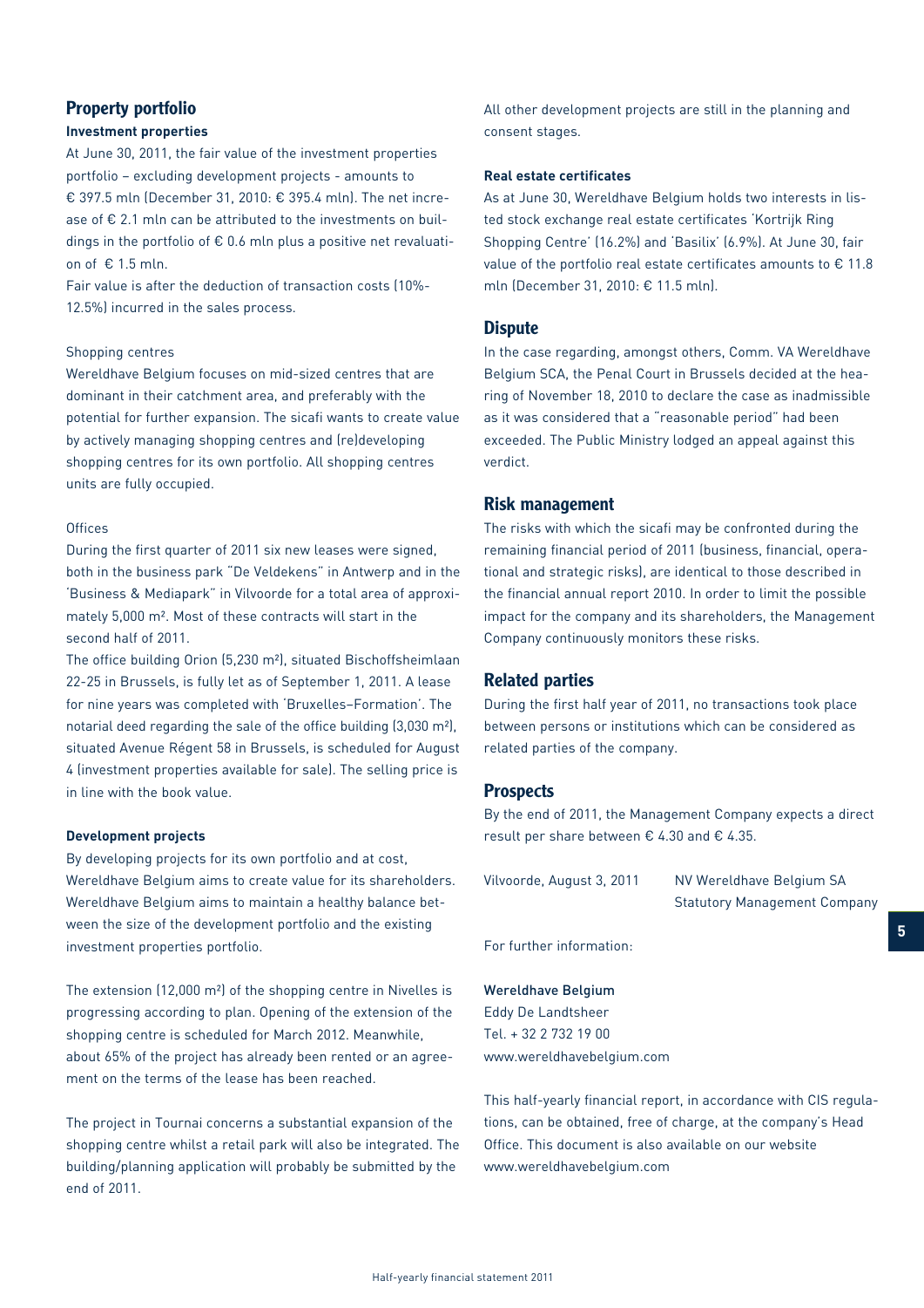## Property portfolio

### Investment properties

At June 30, 2011, the fair value of the investment properties portfolio – excluding development projects - amounts to € 397.5 mln (December 31, 2010: € 395.4 mln). The net increase of € 2.1 mln can be attributed to the investments on buildings in the portfolio of € 0.6 mln plus a positive net revaluation of € 1.5 mln.

Fair value is after the deduction of transaction costs (10%-12.5%) incurred in the sales process.

Shopping centres

Wereldhave Belgium focuses on mid-sized centres that are dominant in their catchment area, and preferably with the potential for further expansion. The sicafi wants to create value by actively managing shopping centres and (re)developing shopping centres for its own portfolio. All shopping centres units are fully occupied.

Offices

During the first quarter of 2011 six new leases were signed, both in the business park "De Veldekens" in Antwerp and in the 'Business & Mediapark" in Vilvoorde for a total area of approximately 5,000 m². Most of these contracts will start in the second half of 2011.

The office building Orion (5,230 m²), situated Bischoffsheimlaan 22-25 in Brussels, is fully let as of September 1, 2011. A lease for nine years was completed with 'Bruxelles–Formation'. The notarial deed regarding the sale of the office building (3,030 m²), situated Avenue Régent 58 in Brussels, is scheduled for August 4 (investment properties available for sale). The selling price is in line with the book value.

### Development projects

By developing projects for its own portfolio and at cost, Wereldhave Belgium aims to create value for its shareholders. Wereldhave Belgium aims to maintain a healthy balance between the size of the development portfolio and the existing investment properties portfolio.

The extension (12,000 m²) of the shopping centre in Nivelles is progressing according to plan. Opening of the extension of the shopping centre is scheduled for March 2012. Meanwhile, about 65% of the project has already been rented or an agreement on the terms of the lease has been reached.

The project in Tournai concerns a substantial expansion of the shopping centre whilst a retail park will also be integrated. The building/planning application will probably be submitted by the end of 2011.

All other development projects are still in the planning and consent stages.

### Real estate certificates

As at June 30, Wereldhave Belgium holds two interests in listed stock exchange real estate certificates 'Kortrijk Ring Shopping Centre' (16.2%) and 'Basilix' (6.9%). At June 30, fair value of the portfolio real estate certificates amounts to € 11.8 mln (December 31, 2010: € 11.5 mln).

## Dispute

In the case regarding, amongst others, Comm. VA Wereldhave Belgium SCA, the Penal Court in Brussels decided at the hearing of November 18, 2010 to declare the case as inadmissible as it was considered that a "reasonable period" had been exceeded. The Public Ministry lodged an appeal against this verdict.

## Risk management

The risks with which the sicafi may be confronted during the remaining financial period of 2011 (business, financial, operational and strategic risks), are identical to those described in the financial annual report 2010. In order to limit the possible impact for the company and its shareholders, the Management Company continuously monitors these risks.

## Related parties

During the first half year of 2011, no transactions took place between persons or institutions which can be considered as related parties of the company.

## Prospects

By the end of 2011, the Management Company expects a direct result per share between € 4.30 and € 4.35.

Vilvoorde, August 3, 2011

NV Wereldhave Belgium SA
Statutory Management Company

For further information:

Wereldhave Belgium
Eddy De Landtsheer
Tel. + 32 2 732 19 00
www.wereldhavebelgium.com

This half-yearly financial report, in accordance with CIS regulations, can be obtained, free of charge, at the company's Head Office. This document is also available on our website www.wereldhavebelgium.com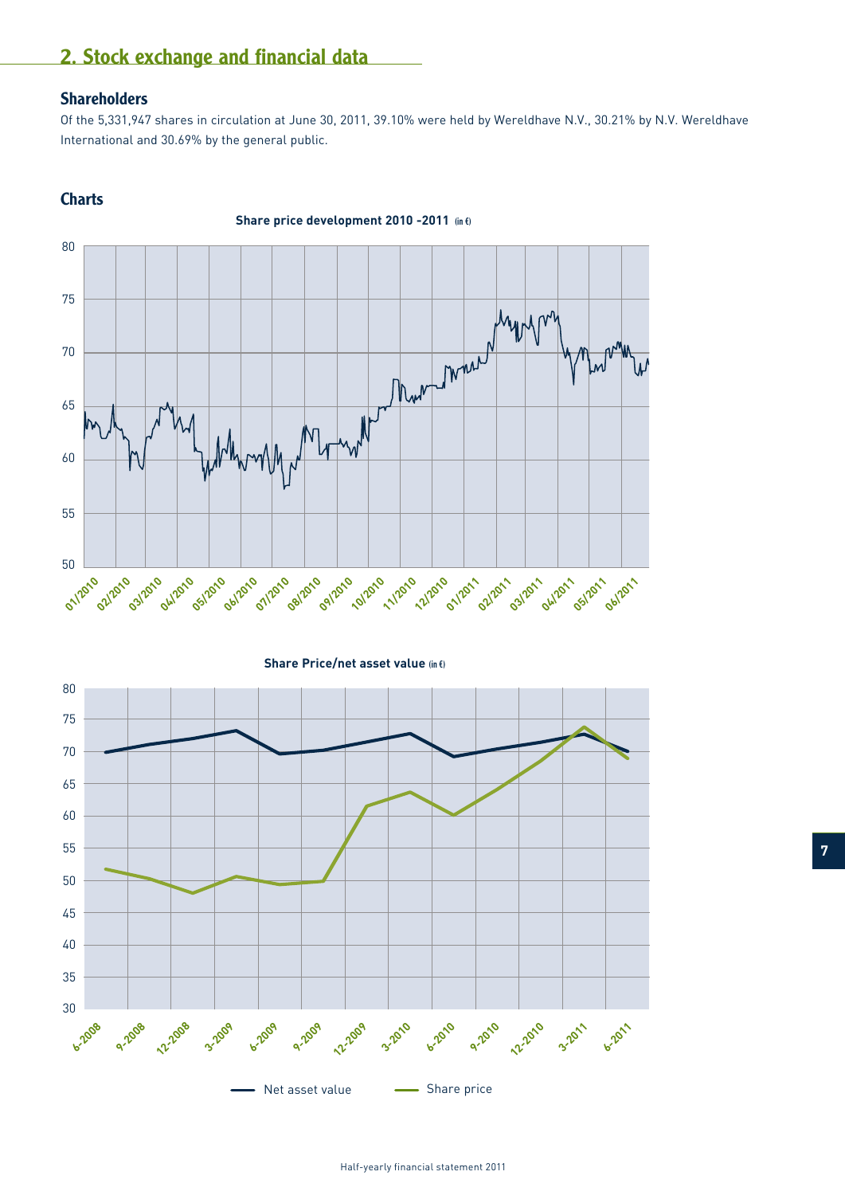## 2. Stock exchange and financial data

### Shareholders

Of the 5,331,947 shares in circulation at June 30, 2011, 39.10% were held by Wereldhave N.V., 30.21% by N.V. Wereldhave International and 30.69% by the general public.

### Charts

**Share price development 2010 -2011 (in €)**

**Share Price/net asset value (in €)**

Net asset value — Share price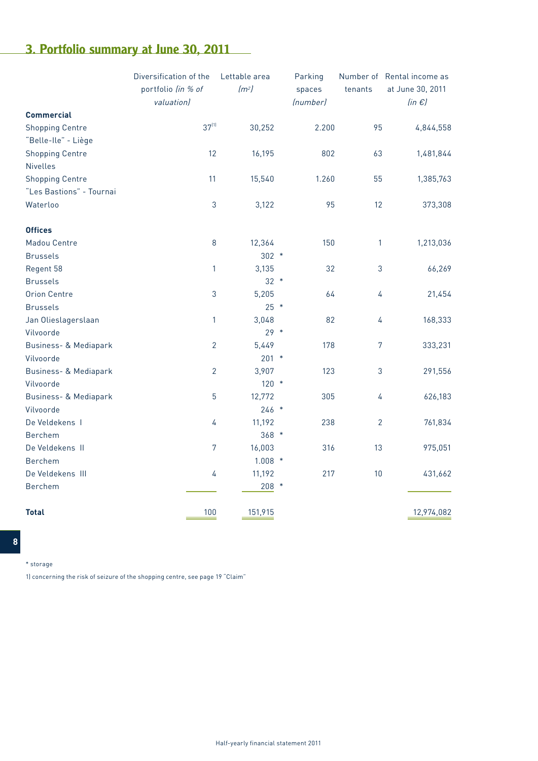## 3. Portfolio summary at June 30, 2011

| | Diversification of the portfolio *(in % of valuation)* | Lettable area *(m²)* | Parking spaces *(number)* | Number of tenants | Rental income as at June 30, 2011 *(in €)* |
|---|---|---|---|---|---|
| **Commercial** | | | | | |
| Shopping Centre "Belle-Ile" - Liège | 37[1] | 30,252 | 2.200 | 95 | 4,844,558 |
| Shopping Centre Nivelles | 12 | 16,195 | 802 | 63 | 1,481,844 |
| Shopping Centre "Les Bastions" - Tournai | 11 | 15,540 | 1.260 | 55 | 1,385,763 |
| Waterloo | 3 | 3,122 | 95 | 12 | 373,308 |
| **Offices** | | | | | |
| Madou Centre Brussels | 8 | 12,364<br>302 * | 150 | 1 | 1,213,036 |
| Regent 58 Brussels | 1 | 3,135<br>32 * | 32 | 3 | 66,269 |
| Orion Centre Brussels | 3 | 5,205<br>25 * | 64 | 4 | 21,454 |
| Jan Olieslagerslaan Vilvoorde | 1 | 3,048<br>29 * | 82 | 4 | 168,333 |
| Business- & Mediapark Vilvoorde | 2 | 5,449<br>201 * | 178 | 7 | 333,231 |
| Business- & Mediapark Vilvoorde | 2 | 3,907<br>120 * | 123 | 3 | 291,556 |
| Business- & Mediapark Vilvoorde | 5 | 12,772<br>246 * | 305 | 4 | 626,183 |
| De Veldekens I Berchem | 4 | 11,192<br>368 * | 238 | 2 | 761,834 |
| De Veldekens II Berchem | 7 | 16,003<br>1.008 * | 316 | 13 | 975,051 |
| De Veldekens III Berchem | 4 | 11,192<br>208 * | 217 | 10 | 431,662 |
| **Total** | 100 | 151,915 | | | 12,974,082 |

\* storage

1) concerning the risk of seizure of the shopping centre, see page 19 "Claim"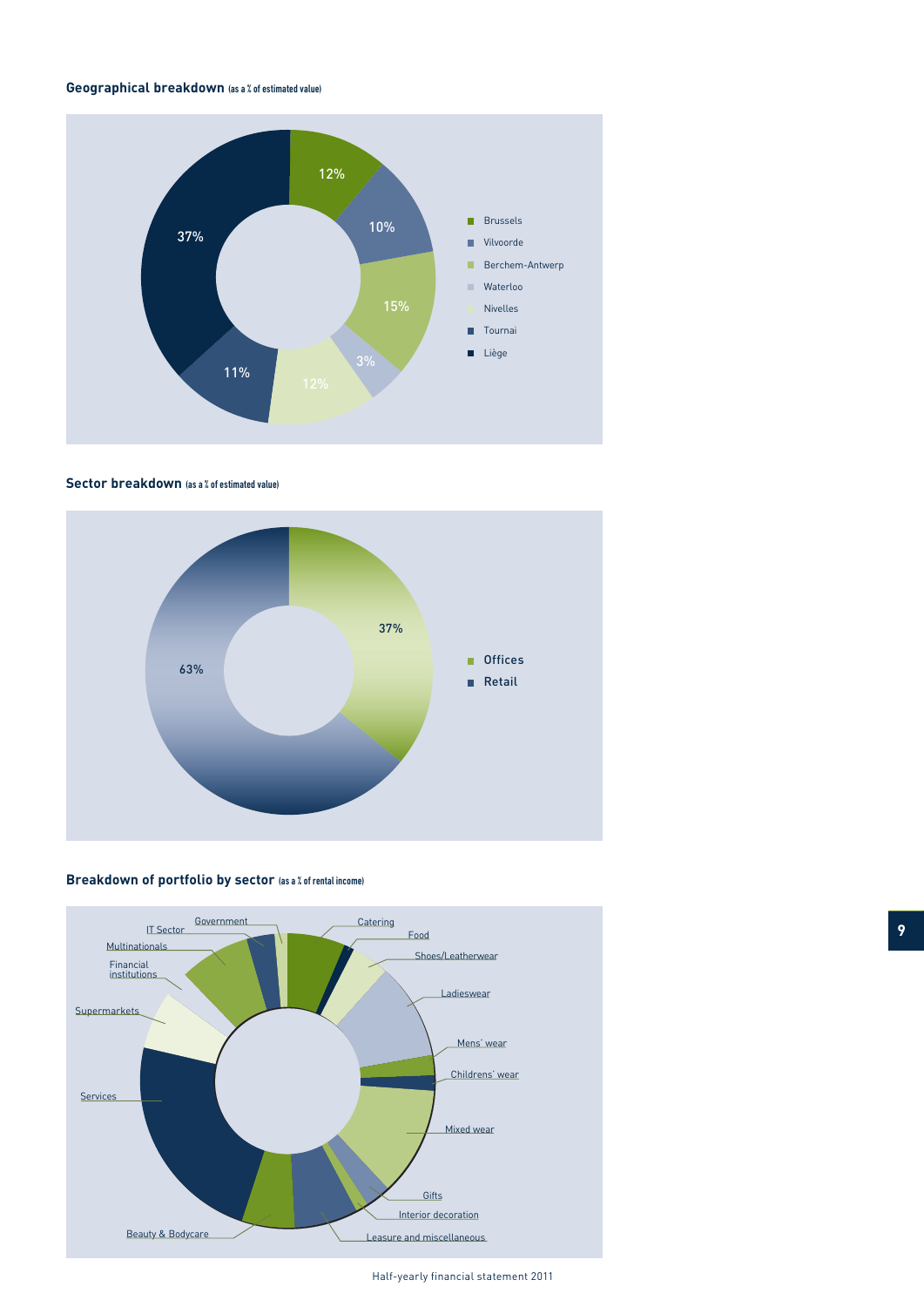### Geographical breakdown (as a % of estimated value)

| Location | % |
|---|---|
| Brussels | 12% |
| Vilvoorde | 10% |
| Berchem-Antwerp | 15% |
| Waterloo | 3% |
| Nivelles | 12% |
| Tournai | 11% |
| Liège | 37% |

### Sector breakdown (as a % of estimated value)

| Sector | % |
|---|---|
| Offices | 37% |
| Retail | 63% |

### Breakdown of portfolio by sector (as a % of rental income)

- Catering
- Food
- Shoes/Leatherwear
- Ladieswear
- Mens' wear
- Childrens' wear
- Mixed wear
- Gifts
- Interior decoration
- Leasure and miscellaneous
- Beauty & Bodycare
- Services
- Supermarkets
- Financial institutions
- Multinationals
- IT Sector
- Government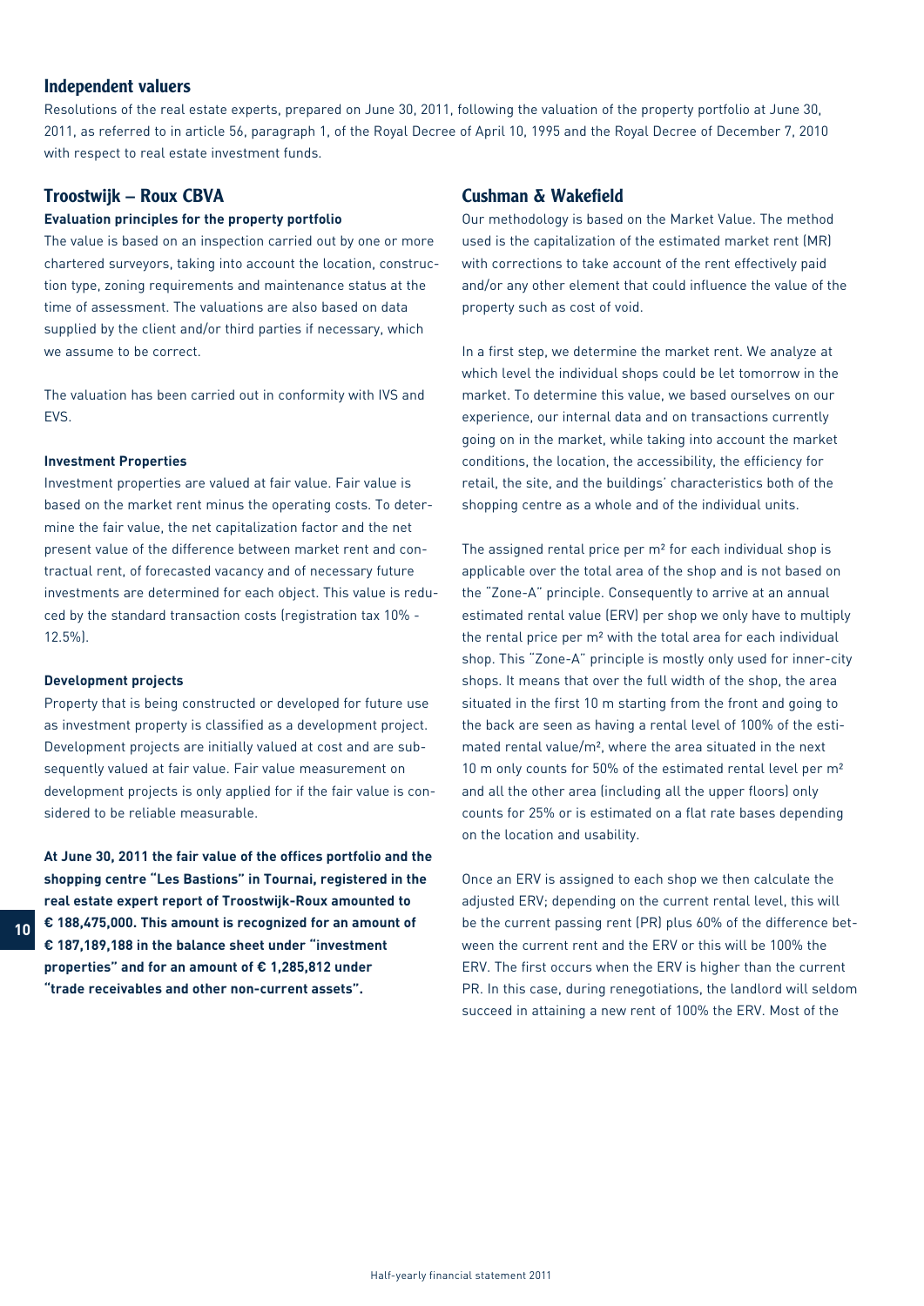## Independent valuers

Resolutions of the real estate experts, prepared on June 30, 2011, following the valuation of the property portfolio at June 30, 2011, as referred to in article 56, paragraph 1, of the Royal Decree of April 10, 1995 and the Royal Decree of December 7, 2010 with respect to real estate investment funds.

## Troostwijk – Roux CBVA

### Evaluation principles for the property portfolio

The value is based on an inspection carried out by one or more chartered surveyors, taking into account the location, construction type, zoning requirements and maintenance status at the time of assessment. The valuations are also based on data supplied by the client and/or third parties if necessary, which we assume to be correct.

The valuation has been carried out in conformity with IVS and EVS.

### Investment Properties

Investment properties are valued at fair value. Fair value is based on the market rent minus the operating costs. To determine the fair value, the net capitalization factor and the net present value of the difference between market rent and contractual rent, of forecasted vacancy and of necessary future investments are determined for each object. This value is reduced by the standard transaction costs (registration tax 10% - 12.5%).

### Development projects

Property that is being constructed or developed for future use as investment property is classified as a development project. Development projects are initially valued at cost and are subsequently valued at fair value. Fair value measurement on development projects is only applied for if the fair value is considered to be reliable measurable.

**At June 30, 2011 the fair value of the offices portfolio and the shopping centre "Les Bastions" in Tournai, registered in the real estate expert report of Troostwijk-Roux amounted to € 188,475,000. This amount is recognized for an amount of € 187,189,188 in the balance sheet under "investment properties" and for an amount of € 1,285,812 under "trade receivables and other non-current assets".**

## Cushman & Wakefield

Our methodology is based on the Market Value. The method used is the capitalization of the estimated market rent (MR) with corrections to take account of the rent effectively paid and/or any other element that could influence the value of the property such as cost of void.

In a first step, we determine the market rent. We analyze at which level the individual shops could be let tomorrow in the market. To determine this value, we based ourselves on our experience, our internal data and on transactions currently going on in the market, while taking into account the market conditions, the location, the accessibility, the efficiency for retail, the site, and the buildings' characteristics both of the shopping centre as a whole and of the individual units.

The assigned rental price per m² for each individual shop is applicable over the total area of the shop and is not based on the "Zone-A" principle. Consequently to arrive at an annual estimated rental value (ERV) per shop we only have to multiply the rental price per m² with the total area for each individual shop. This "Zone-A" principle is mostly only used for inner-city shops. It means that over the full width of the shop, the area situated in the first 10 m starting from the front and going to the back are seen as having a rental level of 100% of the estimated rental value/m², where the area situated in the next 10 m only counts for 50% of the estimated rental level per m² and all the other area (including all the upper floors) only counts for 25% or is estimated on a flat rate bases depending on the location and usability.

Once an ERV is assigned to each shop we then calculate the adjusted ERV; depending on the current rental level, this will be the current passing rent (PR) plus 60% of the difference between the current rent and the ERV or this will be 100% the ERV. The first occurs when the ERV is higher than the current PR. In this case, during renegotiations, the landlord will seldom succeed in attaining a new rent of 100% the ERV. Most of the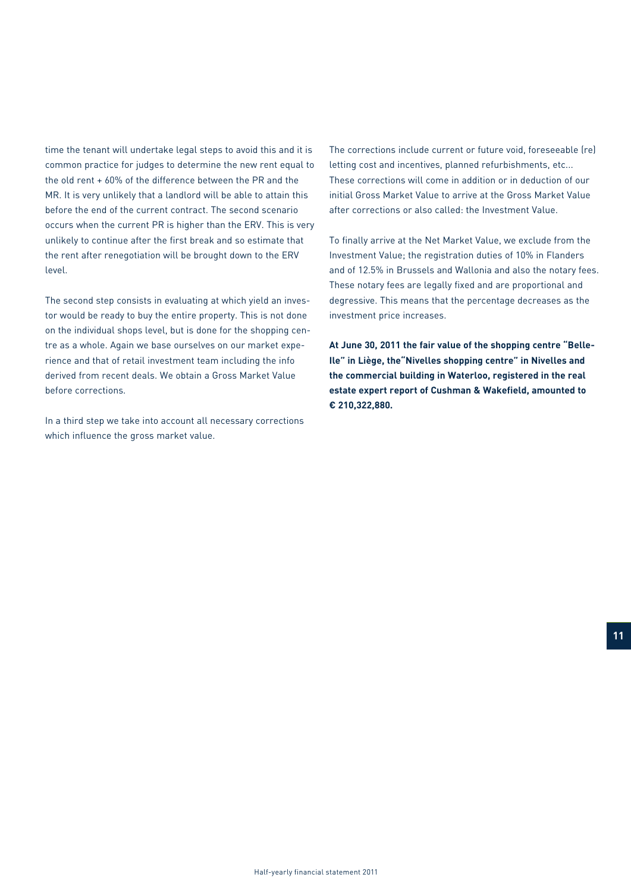time the tenant will undertake legal steps to avoid this and it is common practice for judges to determine the new rent equal to the old rent + 60% of the difference between the PR and the MR. It is very unlikely that a landlord will be able to attain this before the end of the current contract. The second scenario occurs when the current PR is higher than the ERV. This is very unlikely to continue after the first break and so estimate that the rent after renegotiation will be brought down to the ERV level.

The second step consists in evaluating at which yield an investor would be ready to buy the entire property. This is not done on the individual shops level, but is done for the shopping centre as a whole. Again we base ourselves on our market experience and that of retail investment team including the info derived from recent deals. We obtain a Gross Market Value before corrections.

In a third step we take into account all necessary corrections which influence the gross market value.

The corrections include current or future void, foreseeable (re) letting cost and incentives, planned refurbishments, etc... These corrections will come in addition or in deduction of our initial Gross Market Value to arrive at the Gross Market Value after corrections or also called: the Investment Value.

To finally arrive at the Net Market Value, we exclude from the Investment Value; the registration duties of 10% in Flanders and of 12.5% in Brussels and Wallonia and also the notary fees. These notary fees are legally fixed and are proportional and degressive. This means that the percentage decreases as the investment price increases.

**At June 30, 2011 the fair value of the shopping centre "Belle-Ile" in Liège, the"Nivelles shopping centre" in Nivelles and the commercial building in Waterloo, registered in the real estate expert report of Cushman & Wakefield, amounted to € 210,322,880.**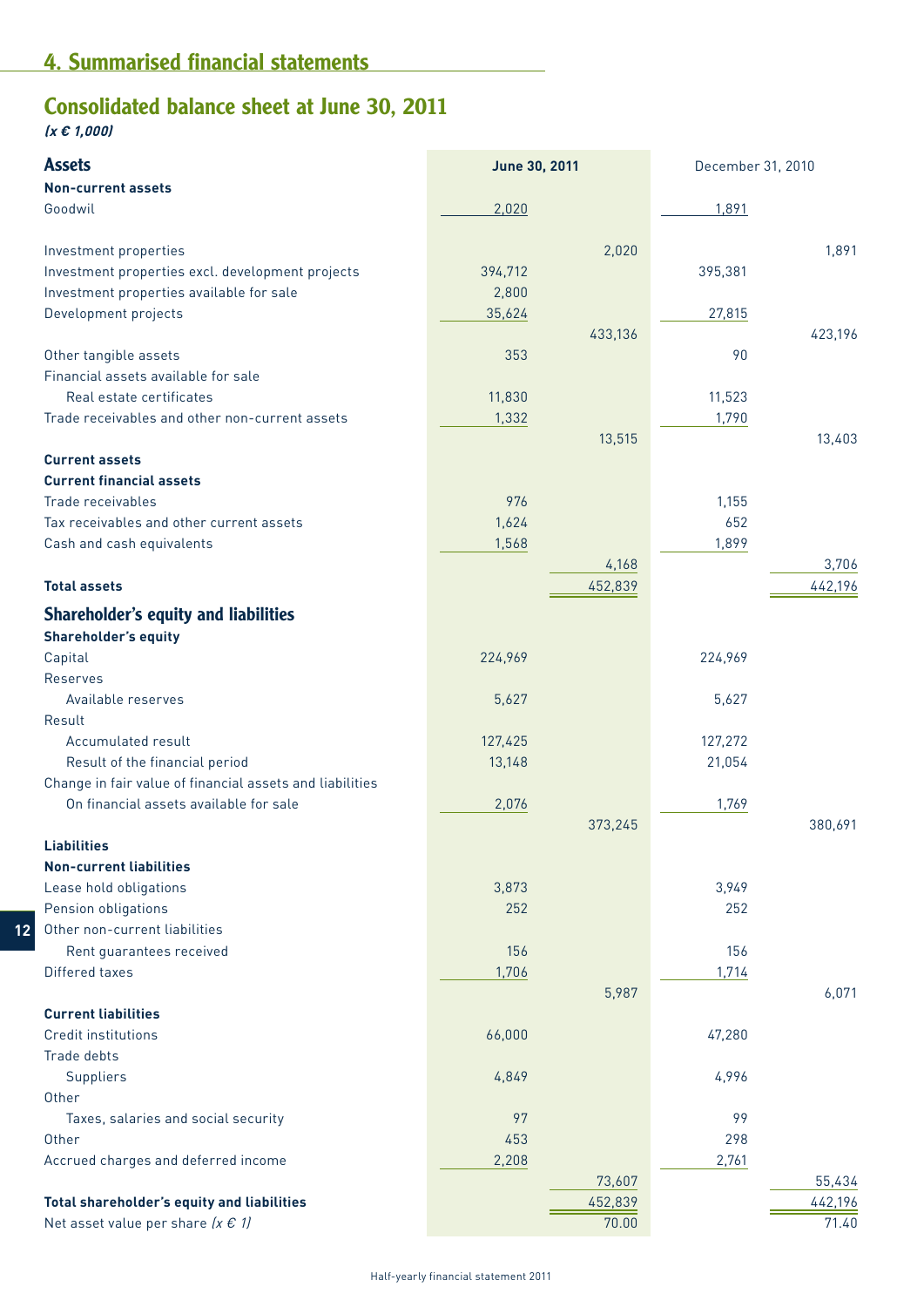# 4. Summarised financial statements

## Consolidated balance sheet at June 30, 2011

*(x € 1,000)*

| Assets | June 30, 2011 | | December 31, 2010 | |
|---|---|---|---|---|
| **Non-current assets** | | | | |
| Goodwil | 2,020 | | 1,891 | |
| | | 2,020 | | 1,891 |
| Investment properties | | | | |
| Investment properties excl. development projects | 394,712 | | 395,381 | |
| Investment properties available for sale | 2,800 | | | |
| Development projects | 35,624 | | 27,815 | |
| | | 433,136 | | 423,196 |
| Other tangible assets | 353 | | 90 | |
| Financial assets available for sale | | | | |
| Real estate certificates | 11,830 | | 11,523 | |
| Trade receivables and other non-current assets | 1,332 | | 1,790 | |
| | | 13,515 | | 13,403 |
| **Current assets** | | | | |
| **Current financial assets** | | | | |
| Trade receivables | 976 | | 1,155 | |
| Tax receivables and other current assets | 1,624 | | 652 | |
| Cash and cash equivalents | 1,568 | | 1,899 | |
| | | 4,168 | | 3,706 |
| **Total assets** | | 452,839 | | 442,196 |

## Shareholder's equity and liabilities

| | June 30, 2011 | | December 31, 2010 | |
|---|---|---|---|---|
| **Shareholder's equity** | | | | |
| Capital | 224,969 | | 224,969 | |
| Reserves | | | | |
| Available reserves | 5,627 | | 5,627 | |
| Result | | | | |
| Accumulated result | 127,425 | | 127,272 | |
| Result of the financial period | 13,148 | | 21,054 | |
| Change in fair value of financial assets and liabilities | | | | |
| On financial assets available for sale | 2,076 | | 1,769 | |
| | | 373,245 | | 380,691 |
| **Liabilities** | | | | |
| **Non-current liabilities** | | | | |
| Lease hold obligations | 3,873 | | 3,949 | |
| Pension obligations | 252 | | 252 | |
| Other non-current liabilities | | | | |
| Rent guarantees received | 156 | | 156 | |
| Differed taxes | 1,706 | | 1,714 | |
| | | 5,987 | | 6,071 |
| **Current liabilities** | | | | |
| Credit institutions | 66,000 | | 47,280 | |
| Trade debts | | | | |
| Suppliers | 4,849 | | 4,996 | |
| Other | | | | |
| Taxes, salaries and social security | 97 | | 99 | |
| Other | 453 | | 298 | |
| Accrued charges and deferred income | 2,208 | | 2,761 | |
| | | 73,607 | | 55,434 |
| **Total shareholder's equity and liabilities** | | 452,839 | | 442,196 |
| Net asset value per share *(x € 1)* | | 70.00 | | 71.40 |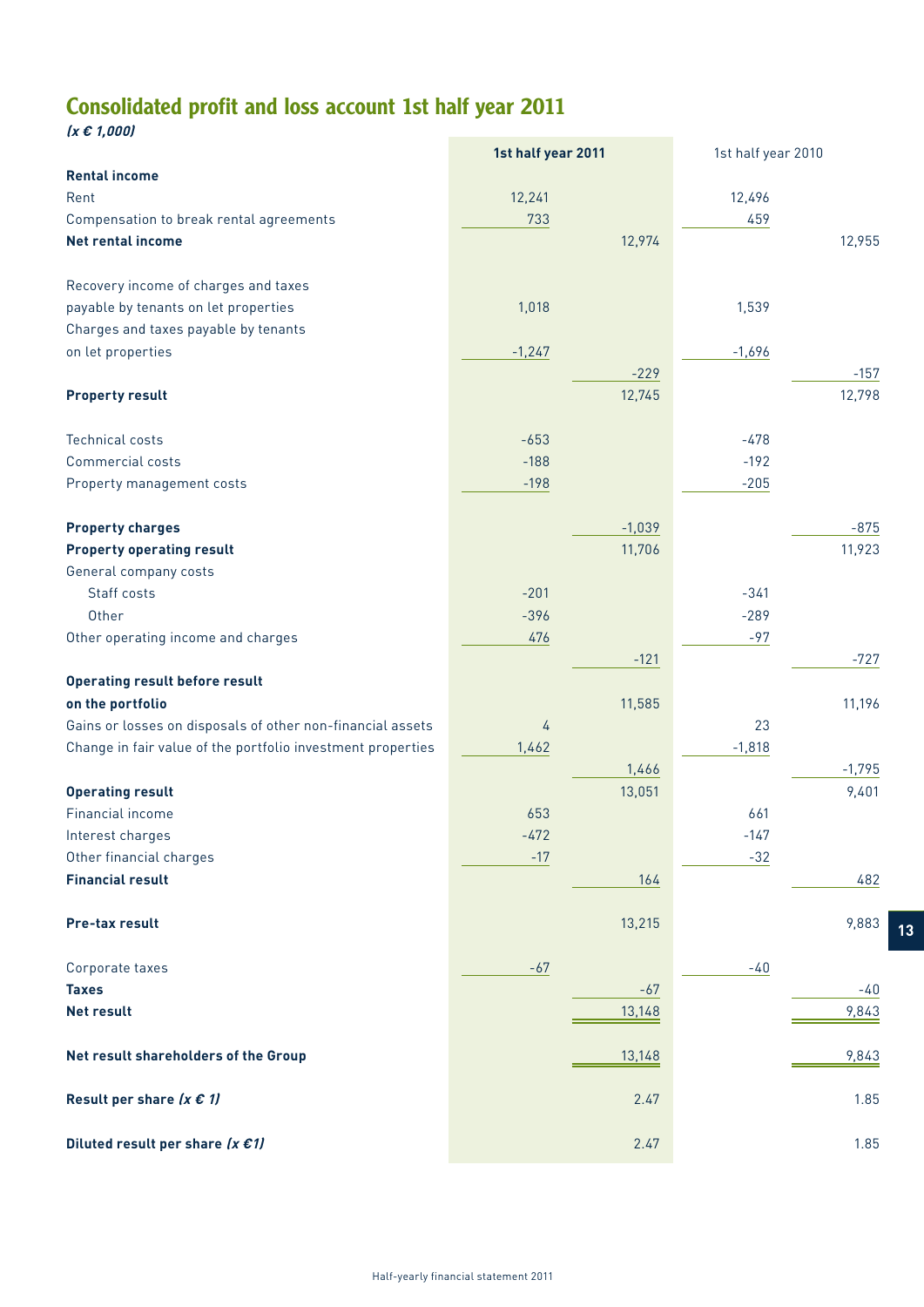# Consolidated profit and loss account 1st half year 2011

*(x € 1,000)*

| | 1st half year 2011 | | 1st half year 2010 | |
|---|---|---|---|---|
| **Rental income** | | | | |
| Rent | 12,241 | | 12,496 | |
| Compensation to break rental agreements | 733 | | 459 | |
| **Net rental income** | | 12,974 | | 12,955 |
| | | | | |
| Recovery income of charges and taxes payable by tenants on let properties | 1,018 | | 1,539 | |
| Charges and taxes payable by tenants on let properties | -1,247 | | -1,696 | |
| | | -229 | | -157 |
| **Property result** | | 12,745 | | 12,798 |
| | | | | |
| Technical costs | -653 | | -478 | |
| Commercial costs | -188 | | -192 | |
| Property management costs | -198 | | -205 | |
| | | | | |
| **Property charges** | | -1,039 | | -875 |
| **Property operating result** | | 11,706 | | 11,923 |
| General company costs | | | | |
| Staff costs | -201 | | -341 | |
| Other | -396 | | -289 | |
| Other operating income and charges | 476 | | -97 | |
| | | -121 | | -727 |
| **Operating result before result on the portfolio** | | 11,585 | | 11,196 |
| Gains or losses on disposals of other non-financial assets | 4 | | 23 | |
| Change in fair value of the portfolio investment properties | 1,462 | | -1,818 | |
| | | 1,466 | | -1,795 |
| **Operating result** | | 13,051 | | 9,401 |
| Financial income | 653 | | 661 | |
| Interest charges | -472 | | -147 | |
| Other financial charges | -17 | | -32 | |
| **Financial result** | | 164 | | 482 |
| | | | | |
| **Pre-tax result** | | 13,215 | | 9,883 |
| | | | | |
| Corporate taxes | -67 | | -40 | |
| **Taxes** | | -67 | | -40 |
| **Net result** | | 13,148 | | 9,843 |
| | | | | |
| **Net result shareholders of the Group** | | 13,148 | | 9,843 |
| | | | | |
| **Result per share *(x € 1)*** | | 2.47 | | 1.85 |
| | | | | |
| **Diluted result per share *(x €1)*** | | 2.47 | | 1.85 |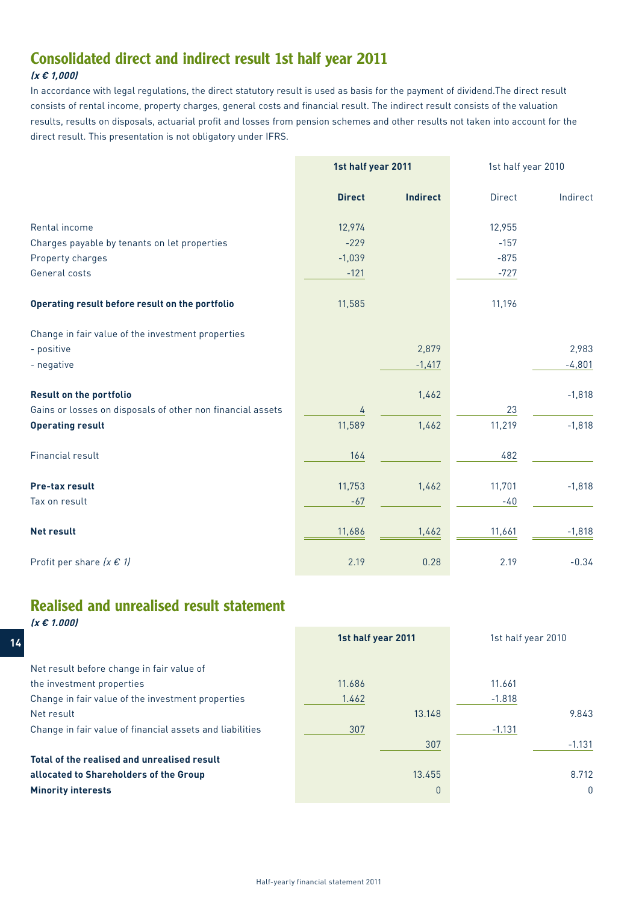## Consolidated direct and indirect result 1st half year 2011

***(x € 1,000)***

In accordance with legal regulations, the direct statutory result is used as basis for the payment of dividend.The direct result consists of rental income, property charges, general costs and financial result. The indirect result consists of the valuation results, results on disposals, actuarial profit and losses from pension schemes and other results not taken into account for the direct result. This presentation is not obligatory under IFRS.

| | **1st half year 2011** | | 1st half year 2010 | |
|---|---|---|---|---|
| | **Direct** | **Indirect** | Direct | Indirect |
| Rental income | 12,974 | | 12,955 | |
| Charges payable by tenants on let properties | -229 | | -157 | |
| Property charges | -1,039 | | -875 | |
| General costs | -121 | | -727 | |
| **Operating result before result on the portfolio** | 11,585 | | 11,196 | |
| Change in fair value of the investment properties | | | | |
| - positive | | 2,879 | | 2,983 |
| - negative | | -1,417 | | -4,801 |
| **Result on the portfolio** | | 1,462 | | -1,818 |
| Gains or losses on disposals of other non financial assets | 4 | | 23 | |
| **Operating result** | 11,589 | 1,462 | 11,219 | -1,818 |
| Financial result | 164 | | 482 | |
| **Pre-tax result** | 11,753 | 1,462 | 11,701 | -1,818 |
| Tax on result | -67 | | -40 | |
| **Net result** | 11,686 | 1,462 | 11,661 | -1,818 |
| Profit per share *(x € 1)* | 2.19 | 0.28 | 2.19 | -0.34 |

## Realised and unrealised result statement

***(x € 1.000)***

| | **1st half year 2011** | | 1st half year 2010 | |
|---|---|---|---|---|
| Net result before change in fair value of the investment properties | 11.686 | | 11.661 | |
| Change in fair value of the investment properties | 1.462 | | -1.818 | |
| Net result | | 13.148 | | 9.843 |
| Change in fair value of financial assets and liabilities | 307 | | -1.131 | |
| | | 307 | | -1.131 |
| **Total of the realised and unrealised result allocated to Shareholders of the Group** | | 13.455 | | 8.712 |
| **Minority interests** | | 0 | | 0 |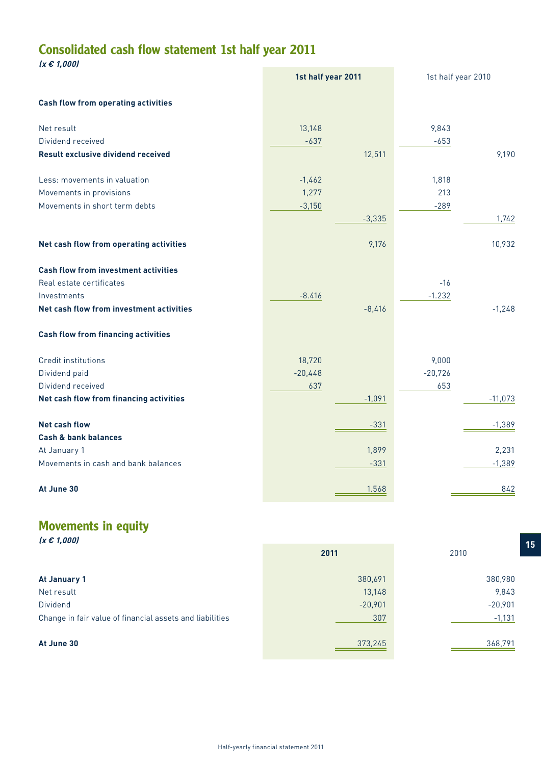## Consolidated cash flow statement 1st half year 2011

*(x € 1,000)*

| | 1st half year 2011 | | 1st half year 2010 | |
|---|---|---|---|---|
| **Cash flow from operating activities** | | | | |
| Net result | 13,148 | | 9,843 | |
| Dividend received | -637 | | -653 | |
| **Result exclusive dividend received** | | 12,511 | | 9,190 |
| Less: movements in valuation | -1,462 | | 1,818 | |
| Movements in provisions | 1,277 | | 213 | |
| Movements in short term debts | -3,150 | | -289 | |
| | | -3,335 | | 1,742 |
| **Net cash flow from operating activities** | | 9,176 | | 10,932 |
| **Cash flow from investment activities** | | | | |
| Real estate certificates | | | -16 | |
| Investments | -8.416 | | -1.232 | |
| **Net cash flow from investment activities** | | -8,416 | | -1,248 |
| **Cash flow from financing activities** | | | | |
| Credit institutions | 18,720 | | 9,000 | |
| Dividend paid | -20,448 | | -20,726 | |
| Dividend received | 637 | | 653 | |
| **Net cash flow from financing activities** | | -1,091 | | -11,073 |
| **Net cash flow** | | -331 | | -1,389 |
| **Cash & bank balances** | | | | |
| At January 1 | | 1,899 | | 2,231 |
| Movements in cash and bank balances | | -331 | | -1,389 |
| **At June 30** | | 1.568 | | 842 |

## Movements in equity

*(x € 1,000)*

| | 2011 | 2010 |
|---|---|---|
| **At January 1** | 380,691 | 380,980 |
| Net result | 13,148 | 9,843 |
| Dividend | -20,901 | -20,901 |
| Change in fair value of financial assets and liabilities | 307 | -1,131 |
| **At June 30** | 373,245 | 368,791 |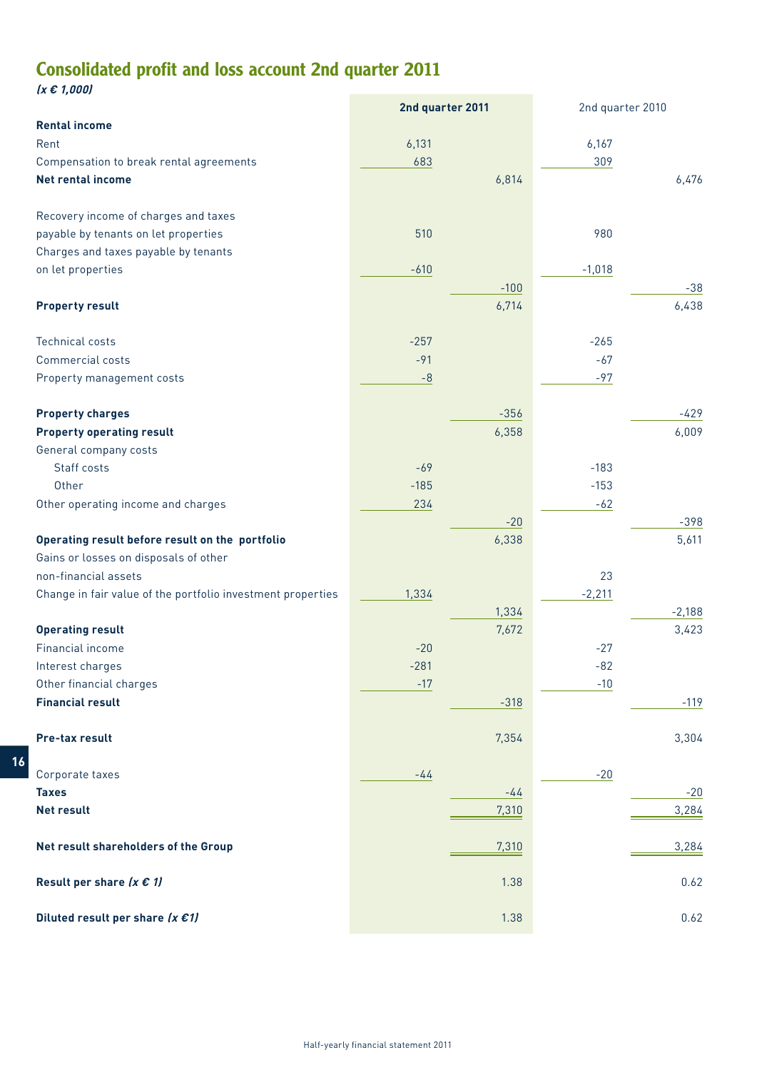# Consolidated profit and loss account 2nd quarter 2011

*(x € 1,000)*

| | 2nd quarter 2011 | | 2nd quarter 2010 | |
|---|---|---|---|---|
| **Rental income** | | | | |
| Rent | 6,131 | | 6,167 | |
| Compensation to break rental agreements | 683 | | 309 | |
| **Net rental income** | | 6,814 | | 6,476 |
| | | | | |
| Recovery income of charges and taxes payable by tenants on let properties | 510 | | 980 | |
| Charges and taxes payable by tenants on let properties | -610 | | -1,018 | |
| | | -100 | | -38 |
| **Property result** | | 6,714 | | 6,438 |
| | | | | |
| Technical costs | -257 | | -265 | |
| Commercial costs | -91 | | -67 | |
| Property management costs | -8 | | -97 | |
| | | | | |
| **Property charges** | | -356 | | -429 |
| **Property operating result** | | 6,358 | | 6,009 |
| General company costs | | | | |
| Staff costs | -69 | | -183 | |
| Other | -185 | | -153 | |
| Other operating income and charges | 234 | | -62 | |
| | | -20 | | -398 |
| **Operating result before result on the portfolio** | | 6,338 | | 5,611 |
| Gains or losses on disposals of other non-financial assets | | | 23 | |
| Change in fair value of the portfolio investment properties | 1,334 | | -2,211 | |
| | | 1,334 | | -2,188 |
| **Operating result** | | 7,672 | | 3,423 |
| Financial income | -20 | | -27 | |
| Interest charges | -281 | | -82 | |
| Other financial charges | -17 | | -10 | |
| **Financial result** | | -318 | | -119 |
| | | | | |
| **Pre-tax result** | | 7,354 | | 3,304 |
| | | | | |
| Corporate taxes | -44 | | -20 | |
| **Taxes** | | -44 | | -20 |
| **Net result** | | 7,310 | | 3,284 |
| | | | | |
| **Net result shareholders of the Group** | | 7,310 | | 3,284 |
| | | | | |
| **Result per share *(x € 1)*** | | 1.38 | | 0.62 |
| | | | | |
| **Diluted result per share *(x €1)*** | | 1.38 | | 0.62 |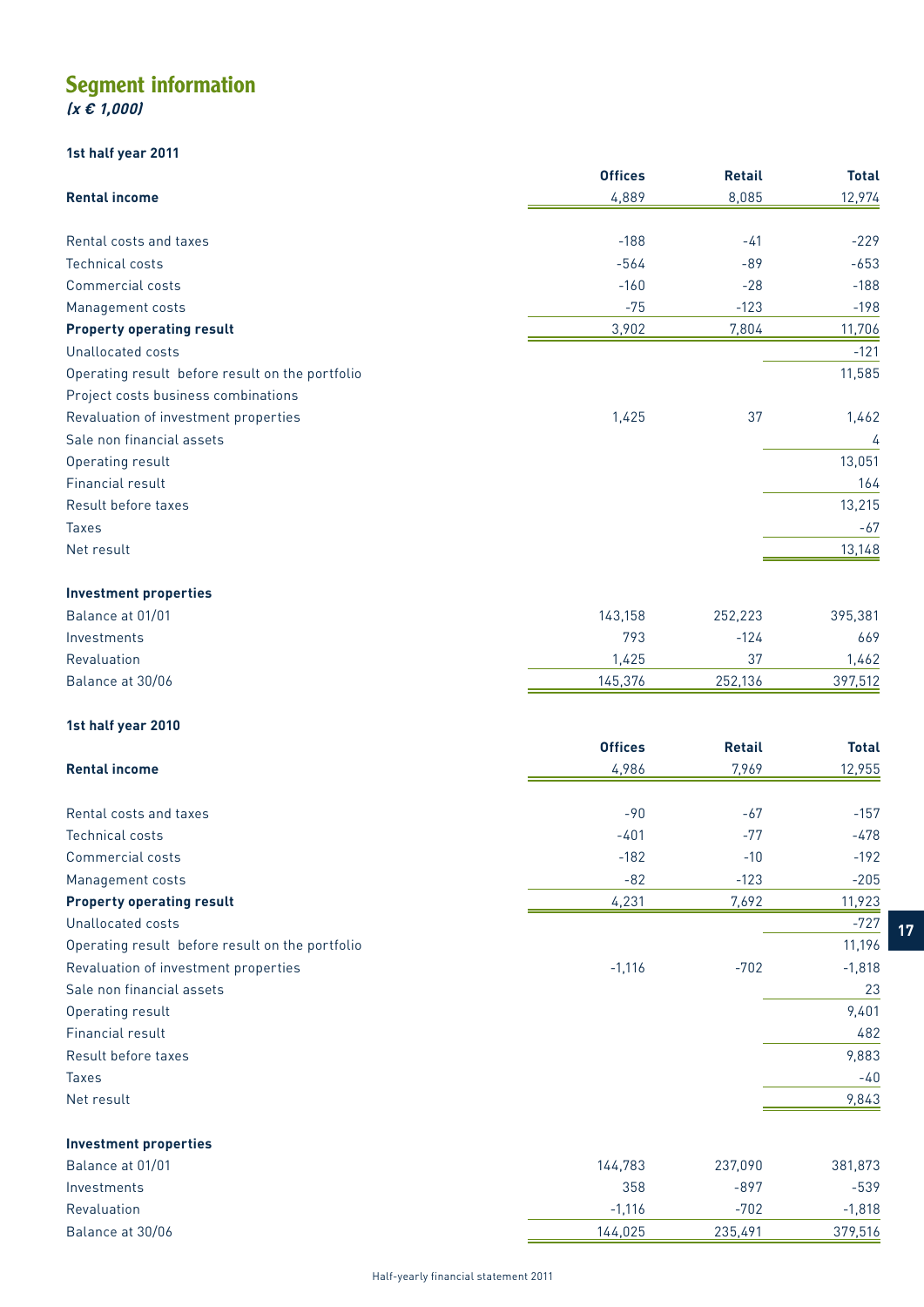# Segment information

***(x € 1,000)***

**1st half year 2011**

| | Offices | Retail | Total |
|---|---|---|---|
| **Rental income** | 4,889 | 8,085 | 12,974 |
| Rental costs and taxes | -188 | -41 | -229 |
| Technical costs | -564 | -89 | -653 |
| Commercial costs | -160 | -28 | -188 |
| Management costs | -75 | -123 | -198 |
| **Property operating result** | 3,902 | 7,804 | 11,706 |
| Unallocated costs | | | -121 |
| Operating result before result on the portfolio | | | 11,585 |
| Project costs business combinations | | | |
| Revaluation of investment properties | 1,425 | 37 | 1,462 |
| Sale non financial assets | | | 4 |
| Operating result | | | 13,051 |
| Financial result | | | 164 |
| Result before taxes | | | 13,215 |
| Taxes | | | -67 |
| Net result | | | 13,148 |
| **Investment properties** | | | |
| Balance at 01/01 | 143,158 | 252,223 | 395,381 |
| Investments | 793 | -124 | 669 |
| Revaluation | 1,425 | 37 | 1,462 |
| Balance at 30/06 | 145,376 | 252,136 | 397,512 |

**1st half year 2010**

| | Offices | Retail | Total |
|---|---|---|---|
| **Rental income** | 4,986 | 7,969 | 12,955 |
| Rental costs and taxes | -90 | -67 | -157 |
| Technical costs | -401 | -77 | -478 |
| Commercial costs | -182 | -10 | -192 |
| Management costs | -82 | -123 | -205 |
| **Property operating result** | 4,231 | 7,692 | 11,923 |
| Unallocated costs | | | -727 |
| Operating result before result on the portfolio | | | 11,196 |
| Revaluation of investment properties | -1,116 | -702 | -1,818 |
| Sale non financial assets | | | 23 |
| Operating result | | | 9,401 |
| Financial result | | | 482 |
| Result before taxes | | | 9,883 |
| Taxes | | | -40 |
| Net result | | | 9,843 |
| **Investment properties** | | | |
| Balance at 01/01 | 144,783 | 237,090 | 381,873 |
| Investments | 358 | -897 | -539 |
| Revaluation | -1,116 | -702 | -1,818 |
| Balance at 30/06 | 144,025 | 235,491 | 379,516 |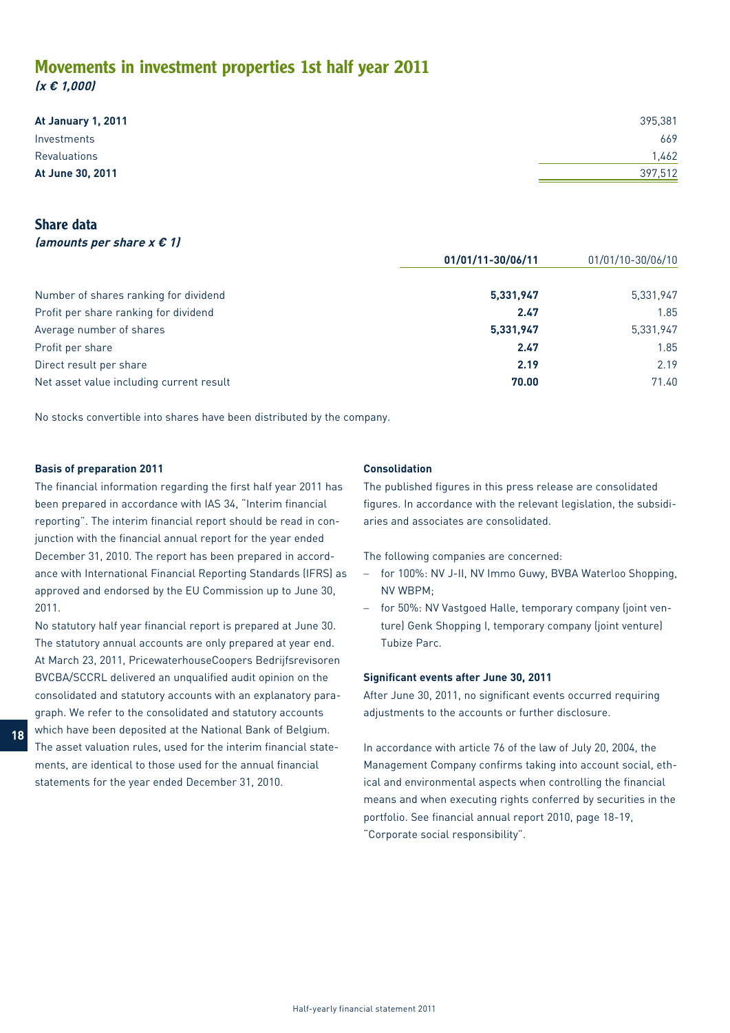## Movements in investment properties 1st half year 2011

*(x € 1,000)*

| | |
|---|---|
| **At January 1, 2011** | 395,381 |
| Investments | 669 |
| Revaluations | 1,462 |
| **At June 30, 2011** | 397,512 |

## Share data

*(amounts per share x € 1)*

| | **01/01/11-30/06/11** | 01/01/10-30/06/10 |
|---|---|---|
| Number of shares ranking for dividend | **5,331,947** | 5,331,947 |
| Profit per share ranking for dividend | **2.47** | 1.85 |
| Average number of shares | **5,331,947** | 5,331,947 |
| Profit per share | **2.47** | 1.85 |
| Direct result per share | **2.19** | 2.19 |
| Net asset value including current result | **70.00** | 71.40 |

No stocks convertible into shares have been distributed by the company.

**Basis of preparation 2011**

The financial information regarding the first half year 2011 has been prepared in accordance with IAS 34, "Interim financial reporting". The interim financial report should be read in conjunction with the financial annual report for the year ended December 31, 2010. The report has been prepared in accordance with International Financial Reporting Standards (IFRS) as approved and endorsed by the EU Commission up to June 30, 2011.

No statutory half year financial report is prepared at June 30. The statutory annual accounts are only prepared at year end. At March 23, 2011, PricewaterhouseCoopers Bedrijfsrevisoren BVCBA/SCCRL delivered an unqualified audit opinion on the consolidated and statutory accounts with an explanatory paragraph. We refer to the consolidated and statutory accounts which have been deposited at the National Bank of Belgium. The asset valuation rules, used for the interim financial statements, are identical to those used for the annual financial statements for the year ended December 31, 2010.

**Consolidation**

The published figures in this press release are consolidated figures. In accordance with the relevant legislation, the subsidiaries and associates are consolidated.

The following companies are concerned:

- for 100%: NV J-II, NV Immo Guwy, BVBA Waterloo Shopping, NV WBPM;
- for 50%: NV Vastgoed Halle, temporary company (joint venture) Genk Shopping I, temporary company (joint venture) Tubize Parc.

**Significant events after June 30, 2011**

After June 30, 2011, no significant events occurred requiring adjustments to the accounts or further disclosure.

In accordance with article 76 of the law of July 20, 2004, the Management Company confirms taking into account social, ethical and environmental aspects when controlling the financial means and when executing rights conferred by securities in the portfolio. See financial annual report 2010, page 18-19, "Corporate social responsibility".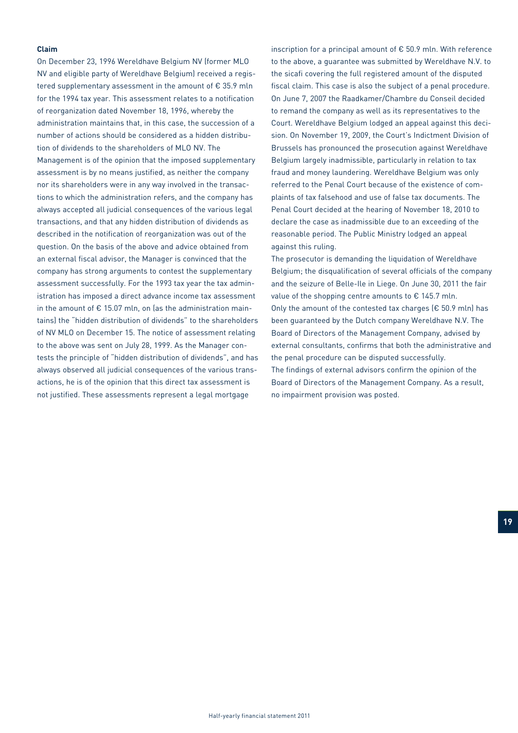**Claim**

On December 23, 1996 Wereldhave Belgium NV (former MLO NV and eligible party of Wereldhave Belgium) received a registered supplementary assessment in the amount of € 35.9 mln for the 1994 tax year. This assessment relates to a notification of reorganization dated November 18, 1996, whereby the administration maintains that, in this case, the succession of a number of actions should be considered as a hidden distribution of dividends to the shareholders of MLO NV. The Management is of the opinion that the imposed supplementary assessment is by no means justified, as neither the company nor its shareholders were in any way involved in the transactions to which the administration refers, and the company has always accepted all judicial consequences of the various legal transactions, and that any hidden distribution of dividends as described in the notification of reorganization was out of the question. On the basis of the above and advice obtained from an external fiscal advisor, the Manager is convinced that the company has strong arguments to contest the supplementary assessment successfully. For the 1993 tax year the tax administration has imposed a direct advance income tax assessment in the amount of € 15.07 mln, on (as the administration maintains) the "hidden distribution of dividends" to the shareholders of NV MLO on December 15. The notice of assessment relating to the above was sent on July 28, 1999. As the Manager contests the principle of "hidden distribution of dividends", and has always observed all judicial consequences of the various transactions, he is of the opinion that this direct tax assessment is not justified. These assessments represent a legal mortgage inscription for a principal amount of € 50.9 mln. With reference to the above, a guarantee was submitted by Wereldhave N.V. to the sicafi covering the full registered amount of the disputed fiscal claim. This case is also the subject of a penal procedure. On June 7, 2007 the Raadkamer/Chambre du Conseil decided to remand the company as well as its representatives to the Court. Wereldhave Belgium lodged an appeal against this decision. On November 19, 2009, the Court's Indictment Division of Brussels has pronounced the prosecution against Wereldhave Belgium largely inadmissible, particularly in relation to tax fraud and money laundering. Wereldhave Belgium was only referred to the Penal Court because of the existence of complaints of tax falsehood and use of false tax documents. The Penal Court decided at the hearing of November 18, 2010 to declare the case as inadmissible due to an exceeding of the reasonable period. The Public Ministry lodged an appeal against this ruling.

The prosecutor is demanding the liquidation of Wereldhave Belgium; the disqualification of several officials of the company and the seizure of Belle-Ile in Liege. On June 30, 2011 the fair value of the shopping centre amounts to € 145.7 mln.

Only the amount of the contested tax charges (€ 50.9 mln) has been guaranteed by the Dutch company Wereldhave N.V. The Board of Directors of the Management Company, advised by external consultants, confirms that both the administrative and the penal procedure can be disputed successfully.

The findings of external advisors confirm the opinion of the Board of Directors of the Management Company. As a result, no impairment provision was posted.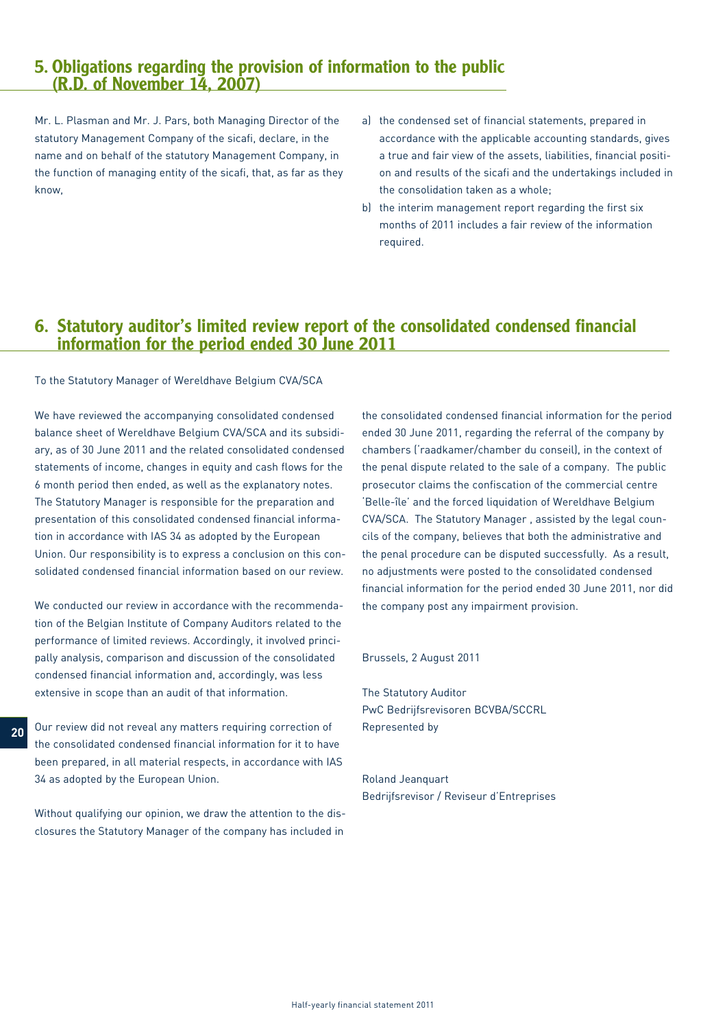## 5. Obligations regarding the provision of information to the public (R.D. of November 14, 2007)

Mr. L. Plasman and Mr. J. Pars, both Managing Director of the statutory Management Company of the sicafi, declare, in the name and on behalf of the statutory Management Company, in the function of managing entity of the sicafi, that, as far as they know,

a) the condensed set of financial statements, prepared in accordance with the applicable accounting standards, gives a true and fair view of the assets, liabilities, financial position and results of the sicafi and the undertakings included in the consolidation taken as a whole;

b) the interim management report regarding the first six months of 2011 includes a fair review of the information required.

## 6. Statutory auditor's limited review report of the consolidated condensed financial information for the period ended 30 June 2011

To the Statutory Manager of Wereldhave Belgium CVA/SCA

We have reviewed the accompanying consolidated condensed balance sheet of Wereldhave Belgium CVA/SCA and its subsidiary, as of 30 June 2011 and the related consolidated condensed statements of income, changes in equity and cash flows for the 6 month period then ended, as well as the explanatory notes. The Statutory Manager is responsible for the preparation and presentation of this consolidated condensed financial information in accordance with IAS 34 as adopted by the European Union. Our responsibility is to express a conclusion on this consolidated condensed financial information based on our review.

We conducted our review in accordance with the recommendation of the Belgian Institute of Company Auditors related to the performance of limited reviews. Accordingly, it involved principally analysis, comparison and discussion of the consolidated condensed financial information and, accordingly, was less extensive in scope than an audit of that information.

Our review did not reveal any matters requiring correction of the consolidated condensed financial information for it to have been prepared, in all material respects, in accordance with IAS 34 as adopted by the European Union.

Without qualifying our opinion, we draw the attention to the disclosures the Statutory Manager of the company has included in the consolidated condensed financial information for the period ended 30 June 2011, regarding the referral of the company by chambers ('raadkamer/chamber du conseil), in the context of the penal dispute related to the sale of a company. The public prosecutor claims the confiscation of the commercial centre 'Belle-île' and the forced liquidation of Wereldhave Belgium CVA/SCA. The Statutory Manager , assisted by the legal councils of the company, believes that both the administrative and the penal procedure can be disputed successfully. As a result, no adjustments were posted to the consolidated condensed financial information for the period ended 30 June 2011, nor did the company post any impairment provision.

Brussels, 2 August 2011

The Statutory Auditor
PwC Bedrijfsrevisoren BCVBA/SCCRL
Represented by

Roland Jeanquart
Bedrijfsrevisor / Reviseur d'Entreprises